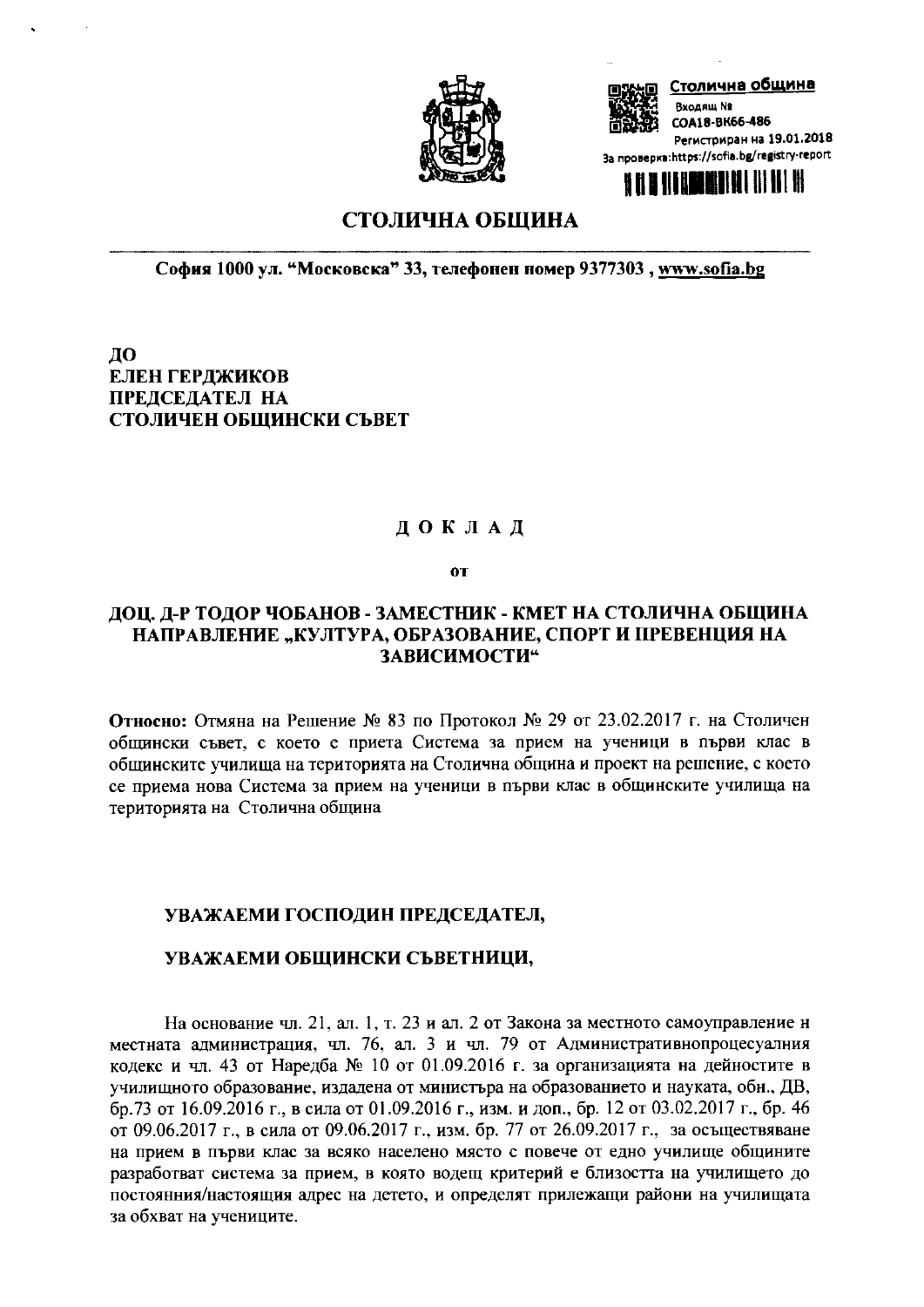Столична община
Входящ №
СОА18-ВК66-486
Регистриран на 19.01.2018
За проверка:https://sofia.bg/registry-report

# СТОЛИЧНА ОБЩИНА

**София 1000 ул. "Московска" 33, телефонен номер 9377303 , www.sofia.bg**

**ДО**
**ЕЛЕН ГЕРДЖИКОВ**
**ПРЕДСЕДАТЕЛ НА**
**СТОЛИЧЕН ОБЩИНСКИ СЪВЕТ**

## Д О К Л А Д

**от**

**ДОЦ. Д-Р ТОДОР ЧОБАНОВ - ЗАМЕСТНИК - КМЕТ НА СТОЛИЧНА ОБЩИНА НАПРАВЛЕНИЕ „КУЛТУРА, ОБРАЗОВАНИЕ, СПОРТ И ПРЕВЕНЦИЯ НА ЗАВИСИМОСТИ"**

**Относно:** Отмяна на Решение № 83 по Протокол № 29 от 23.02.2017 г. на Столичен общински съвет, с което е приета Система за прием на ученици в първи клас в общинските училища на територията на Столична община и проект на решение, с което се приема нова Система за прием на ученици в първи клас в общинските училища на територията на Столична община

**УВАЖАЕМИ ГОСПОДИН ПРЕДСЕДАТЕЛ,**

**УВАЖАЕМИ ОБЩИНСКИ СЪВЕТНИЦИ,**

На основание чл. 21, ал. 1, т. 23 и ал. 2 от Закона за местното самоуправление и местната администрация, чл. 76, ал. 3 и чл. 79 от Административнопроцесуалния кодекс и чл. 43 от Наредба № 10 от 01.09.2016 г. за организацията на дейностите в училищното образование, издадена от министъра на образованието и науката, обн., ДВ, бр.73 от 16.09.2016 г., в сила от 01.09.2016 г., изм. и доп., бр. 12 от 03.02.2017 г., бр. 46 от 09.06.2017 г., в сила от 09.06.2017 г., изм. бр. 77 от 26.09.2017 г., за осъществяване на прием в първи клас за всяко населено място с повече от едно училище общините разработват система за прием, в която водещ критерий е близостта на училището до постоянния/настоящия адрес на детето, и определят прилежащи райони на училищата за обхват на учениците.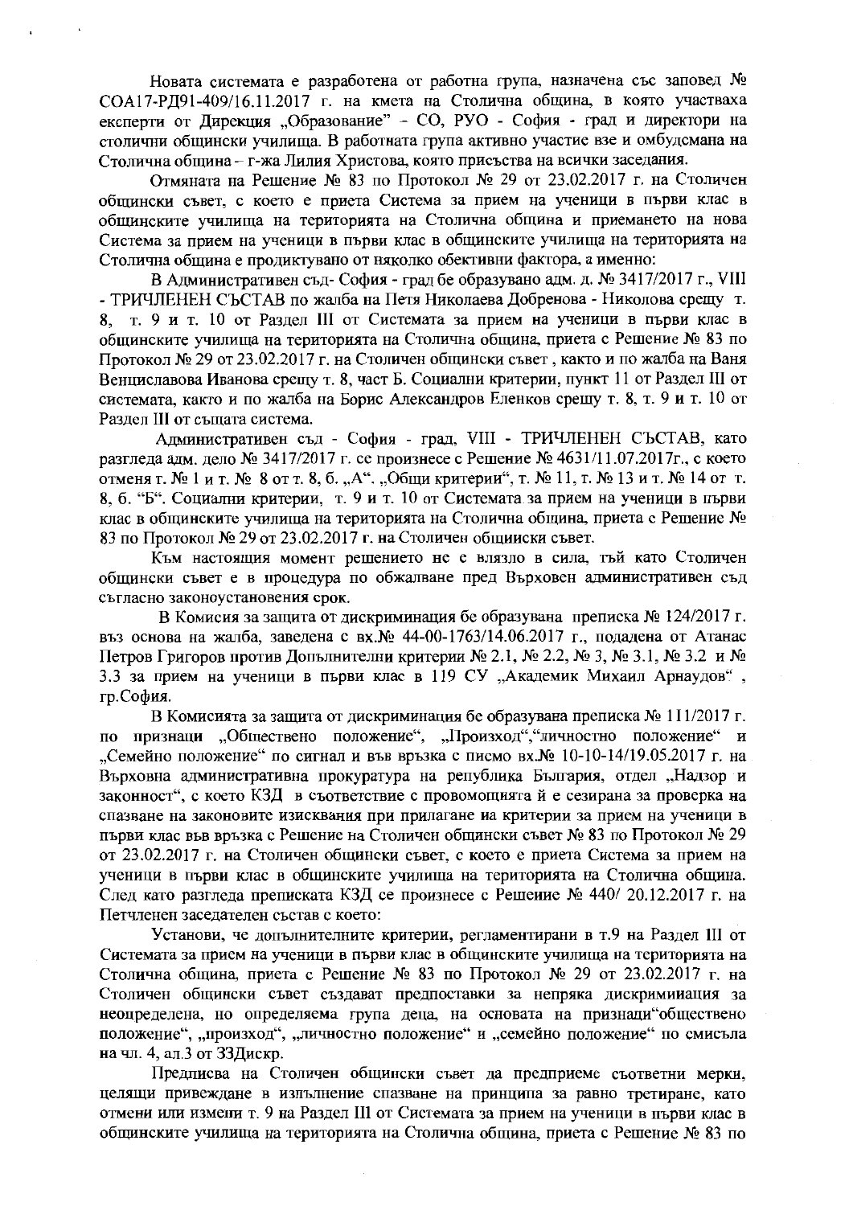Новата системата е разработена от работна група, назначена със заповед № СОА17-РД91-409/16.11.2017 г. на кмета на Столична община, в която участваха експерти от Дирекция „Образование" - СО, РУО - София - град и директори на столични общински училища. В работната група активно участие взе и омбудсмана на Столична община – г-жа Лилия Христова, която присъства на всички заседания.

Отмяната на Решение № 83 по Протокол № 29 от 23.02.2017 г. на Столичен общински съвет, с което е приета Система за прием на ученици в първи клас в общинските училища на територията на Столична община и приемането на нова Система за прием на ученици в първи клас в общинските училища на територията на Столична община е продиктувано от няколко обективни фактора, а именно:

В Административен съд- София - град бе образувано адм. д. № 3417/2017 г., VIII - ТРИЧЛЕНЕН СЪСТАВ по жалба на Петя Николаева Добренова - Николова срещу т. 8, т. 9 и т. 10 от Раздел III от Системата за прием на ученици в първи клас в общинските училища на територията на Столична община, приета с Решение № 83 по Протокол № 29 от 23.02.2017 г. на Столичен общински съвет , както и по жалба на Ваня Венциславова Иванова срещу т. 8, част Б. Социални критерии, пункт 11 от Раздел III от системата, както и по жалба на Борис Александров Еленков срещу т. 8, т. 9 и т. 10 от Раздел III от същата система.

Административен съд - София - град, VIII - ТРИЧЛЕНЕН СЪСТАВ, като разгледа адм. дело № 3417/2017 г. се произнесе с Решение № 4631/11.07.2017г., с което отменя т. № 1 и т. № 8 от т. 8, б. „А". „Общи критерии", т. № 11, т. № 13 и т. № 14 от т. 8, б. "Б". Социални критерии, т. 9 и т. 10 от Системата за прием на ученици в първи клас в общинските училища на територията на Столична община, приета с Решение № 83 по Протокол № 29 от 23.02.2017 г. на Столичен общински съвет.

Към настоящия момент решението не е влязло в сила, тъй като Столичен общински съвет е в процедура по обжалване пред Върховен административен съд съгласно законоустановения срок.

В Комисия за защита от дискриминация бе образувана преписка № 124/2017 г. въз основа на жалба, заведена с вх.№ 44-00-1763/14.06.2017 г., подадена от Атанас Петров Григоров против Допълнителни критерии № 2.1, № 2.2, № 3, № 3.1, № 3.2 и № 3.3 за прием на ученици в първи клас в 119 СУ „Академик Михаил Арнаудов" , гр.София.

В Комисията за защита от дискриминация бе образувана преписка № 111/2017 г. по признаци „Обществено положение", „Произход","личностно положение" и „Семейно положение" по сигнал и във връзка с писмо вх.№ 10-10-14/19.05.2017 г. на Върховна административна прокуратура на република България, отдел „Надзор и законност", с което КЗД в съответствие с провомощията й е сезирана за проверка на спазване на законовите изисквания при прилагане на критерии за прием на ученици в първи клас във връзка с Решение на Столичен общински съвет № 83 по Протокол № 29 от 23.02.2017 г. на Столичен общински съвет, с което е приета Система за прием на ученици в първи клас в общинските училища на територията на Столична община. След като разгледа преписката КЗД се произнесе с Решение № 440/ 20.12.2017 г. на Петчленен заседателен състав с което:

Установи, че допълнителните критерии, регламентирани в т.9 на Раздел III от Системата за прием на ученици в първи клас в общинските училища на територията на Столична община, приета с Решение № 83 по Протокол № 29 от 23.02.2017 г. на Столичен общински съвет създават предпоставки за непряка дискриминиация за неопределена, но определяема група деца, на основата на признаци"обществено положение", „произход", „личностно положение" и „семейно положение" по смисъла на чл. 4, ал.3 от ЗЗДискр.

Предписва на Столичен общински съвет да предприеме съответни мерки, целящи привеждане в изпълнение спазване на принципа за равно третиране, като отмени или измени т. 9 на Раздел III от Системата за прием на ученици в първи клас в общинските училища на територията на Столична община, приета с Решение № 83 по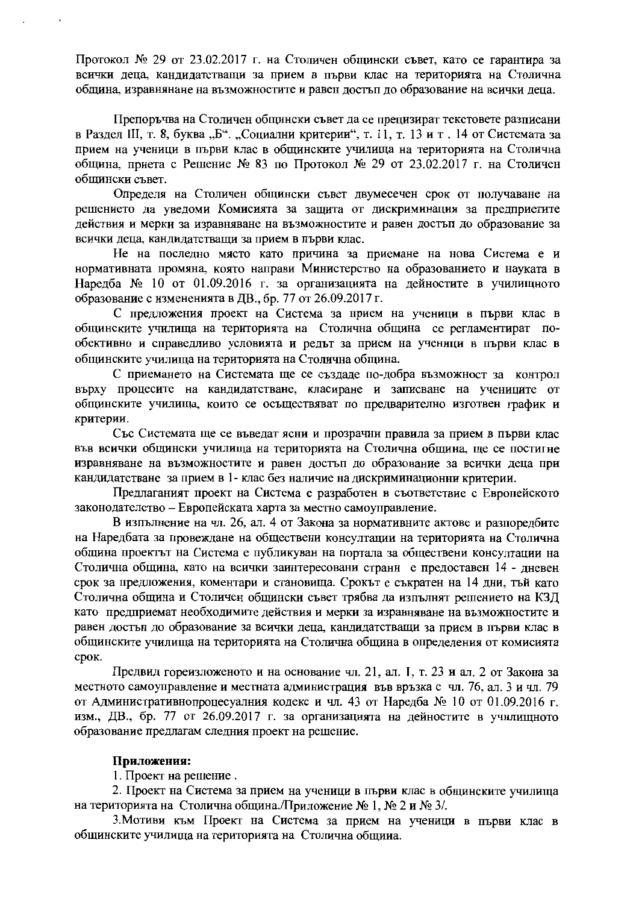Протокол № 29 от 23.02.2017 г. на Столичен общински съвет, като се гарантира за всички деца, кандидатстващи за прием в първи клас на територията на Столична община, изравнянане на възможностите и равен достъп до образование на всички деца.

Препоръчва на Столичен общински съвет да се прецизират текстовете разписани в Раздел III, т. 8, буква „Б". „Социални критерии", т. 11, т. 13 и т . 14 от Системата за прием на ученици в първи клас в общинските училища на територията на Столична община, приета с Решение № 83 по Протокол № 29 от 23.02.2017 г. на Столичен общински съвет.

Определя на Столичен общински съвет двумесечен срок от получаване на решението да уведоми Комисията за защита от дискриминация за предприетите действия и мерки за изравняване на възможностите и равен достъп до образование за всички деца, кандидатстващи за прием в първи клас.

Не на последно място като причина за приемане на нова Система е и нормативната промяна, която направи Министерство на образованието и науката в Наредба № 10 от 01.09.2016 г. за организацията на дейностите в училищното образование с измененията в ДВ., бр. 77 от 26.09.2017 г.

С предложения проект на Система за прием на ученици в първи клас в общинските училища на територията на Столична община се регламентират по-обективно и справедливо условията и редът за прием на ученици в първи клас в общинските училища на територията на Столична община.

С приемането на Системата ще се създаде по-добра възможност за контрол върху процесите на кандидатстване, класиране и записване на учениците от общинските училища, които се осъществяват по предварително изготвен график и критерии.

Със Системата ще се въведат ясни и прозрачни правила за прием в първи клас във всички общински училища на територията на Столична община, ще се постигне изравняване на възможностите и равен достъп до образование за всички деца при кандидатстване за прием в 1- клас без наличие на дискриминационни критерии.

Предлаганият проект на Система е разработен в съответствие с Европейското законодателство – Европейската харта за местно самоуправление.

В изпълнение на чл. 26, ал. 4 от Закона за нормативните актове и разпоредбите на Наредбата за провеждане на обществени консултации на територията на Столична община проектът на Система е публикуван на портала за обществени консултации на Столична община, като на всички заинтересовани страни е предоставен 14 - дневен срок за предложения, коментари и становища. Срокът е съкратен на 14 дни, тъй като Столична община и Столичен общински съвет трябва да изпълнят решението на КЗД като предприемат необходимите действия и мерки за изравняване на възможностите и равен достъп до образование за всички деца, кандидатстващи за прием в първи клас в общинските училища на територията на Столична община в определения от комисията срок.

Предвид гореизложеното и на основание чл. 21, ал. 1, т. 23 и ал. 2 от Закона за местното самоуправление и местната администрация във връзка с чл. 76, ал. 3 и чл. 79 от Административнопроцесуалния кодекс и чл. 43 от Наредба № 10 от 01.09.2016 г. изм., ДВ., бр. 77 от 26.09.2017 г. за организацията на дейностите в училищното образование предлагам следния проект на решение.

**Приложения:**

1. Проект на решение .
2. Проект на Система за прием на ученици в първи клас в общинските училища на територията на Столична община./Приложение № 1, № 2 и № 3/.
3. Мотиви към Проект на Система за прием на ученици в първи клас в общинските училища на територията на Столична община.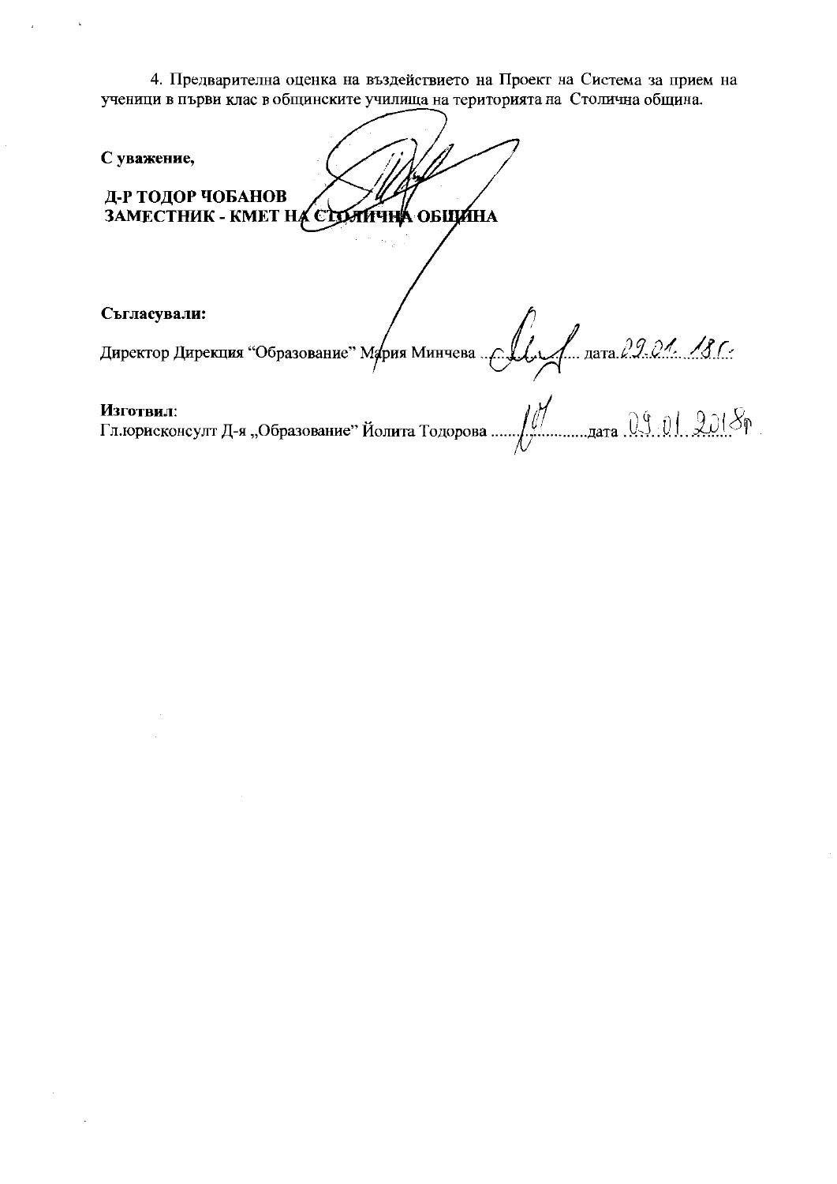4. Предварителна оценка на въздействието на Проект на Система за прием на ученици в първи клас в общинските училища на територията на Столична община.

**С уважение,**

**Д-Р ТОДОР ЧОБАНОВ**
**ЗАМЕСТНИК - КМЕТ НА СТОЛИЧНА ОБЩИНА**

**Съгласували:**

Директор Дирекция "Образование" Мария Минчева ............ дата 29.01.18г.

**Изготвил:**
Гл.юрисконсулт Д-я „Образование" Йолита Тодорова ............ дата 09.01.2018г.